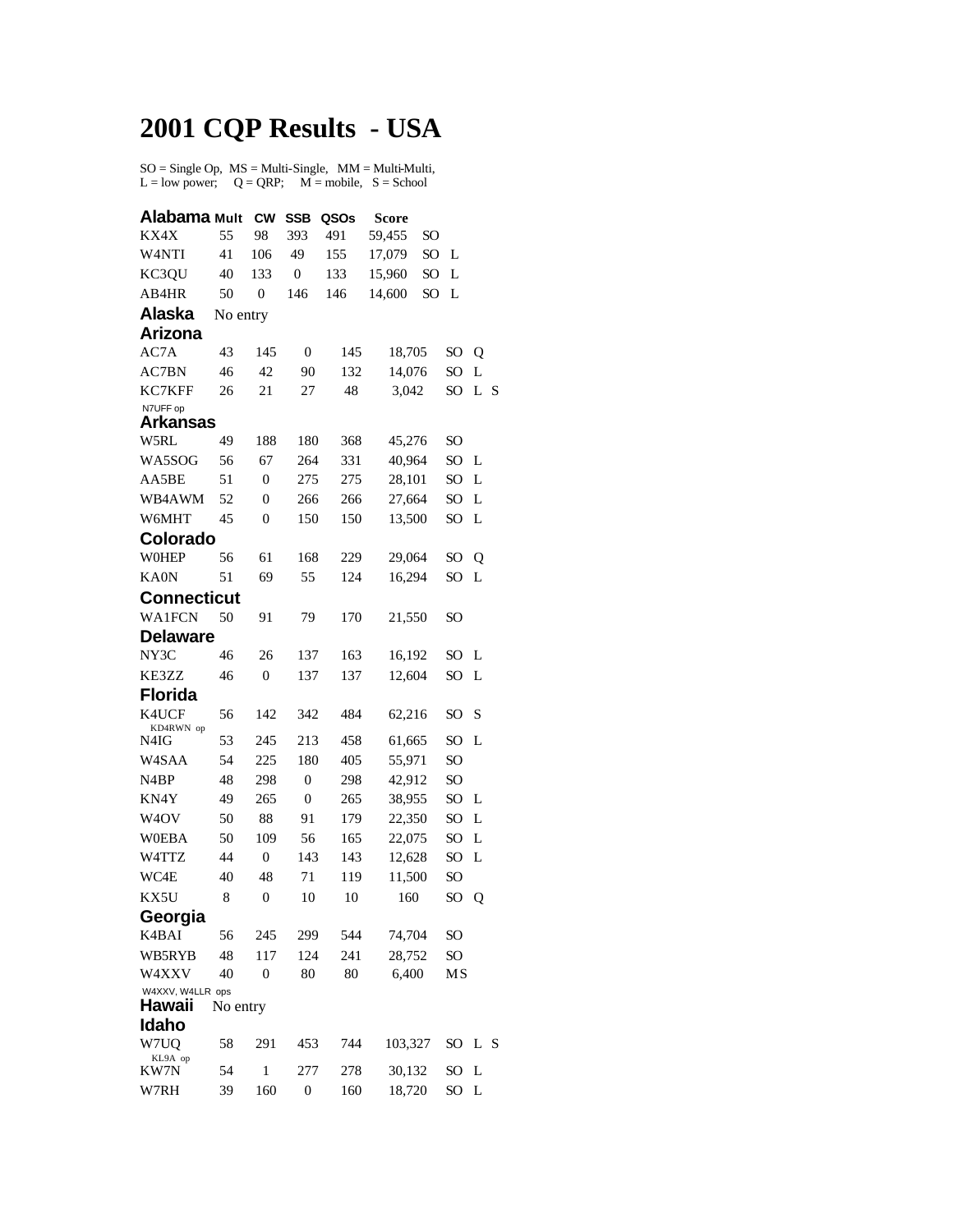# 2001 CQP Results - USA

SO = Single Op, MS = Multi-Single, MM = Multi-Multi,
L = low power; Q = QRP; M = mobile, S = School

| Alabama | Mult | CW | SSB | QSOs | Score | | | |
|---|---|---|---|---|---|---|---|---|
| KX4X | 55 | 98 | 393 | 491 | 59,455 | SO | | |
| W4NTI | 41 | 106 | 49 | 155 | 17,079 | SO | L | |
| KC3QU | 40 | 133 | 0 | 133 | 15,960 | SO | L | |
| AB4HR | 50 | 0 | 146 | 146 | 14,600 | SO | L | |
| **Alaska** | No entry | | | | | | | |
| **Arizona** | | | | | | | | |
| AC7A | 43 | 145 | 0 | 145 | 18,705 | SO | Q | |
| AC7BN | 46 | 42 | 90 | 132 | 14,076 | SO | L | |
| KC7KFF (N7UFF op) | 26 | 21 | 27 | 48 | 3,042 | SO | L | S |
| **Arkansas** | | | | | | | | |
| W5RL | 49 | 188 | 180 | 368 | 45,276 | SO | | |
| WA5SOG | 56 | 67 | 264 | 331 | 40,964 | SO | L | |
| AA5BE | 51 | 0 | 275 | 275 | 28,101 | SO | L | |
| WB4AWM | 52 | 0 | 266 | 266 | 27,664 | SO | L | |
| W6MHT | 45 | 0 | 150 | 150 | 13,500 | SO | L | |
| **Colorado** | | | | | | | | |
| W0HEP | 56 | 61 | 168 | 229 | 29,064 | SO | Q | |
| KA0N | 51 | 69 | 55 | 124 | 16,294 | SO | L | |
| **Connecticut** | | | | | | | | |
| WA1FCN | 50 | 91 | 79 | 170 | 21,550 | SO | | |
| **Delaware** | | | | | | | | |
| NY3C | 46 | 26 | 137 | 163 | 16,192 | SO | L | |
| KE3ZZ | 46 | 0 | 137 | 137 | 12,604 | SO | L | |
| **Florida** | | | | | | | | |
| K4UCF (KD4RWN op) | 56 | 142 | 342 | 484 | 62,216 | SO | S | |
| N4IG | 53 | 245 | 213 | 458 | 61,665 | SO | L | |
| W4SAA | 54 | 225 | 180 | 405 | 55,971 | SO | | |
| N4BP | 48 | 298 | 0 | 298 | 42,912 | SO | | |
| KN4Y | 49 | 265 | 0 | 265 | 38,955 | SO | L | |
| W4OV | 50 | 88 | 91 | 179 | 22,350 | SO | L | |
| W0EBA | 50 | 109 | 56 | 165 | 22,075 | SO | L | |
| W4TTZ | 44 | 0 | 143 | 143 | 12,628 | SO | L | |
| WC4E | 40 | 48 | 71 | 119 | 11,500 | SO | | |
| KX5U | 8 | 0 | 10 | 10 | 160 | SO | Q | |
| **Georgia** | | | | | | | | |
| K4BAI | 56 | 245 | 299 | 544 | 74,704 | SO | | |
| WB5RYB | 48 | 117 | 124 | 241 | 28,752 | SO | | |
| W4XXV (W4XXV, W4LLR ops) | 40 | 0 | 80 | 80 | 6,400 | MS | | |
| **Hawaii** | No entry | | | | | | | |
| **Idaho** | | | | | | | | |
| W7UQ (KL9A op) | 58 | 291 | 453 | 744 | 103,327 | SO | L | S |
| KW7N | 54 | 1 | 277 | 278 | 30,132 | SO | L | |
| W7RH | 39 | 160 | 0 | 160 | 18,720 | SO | L | |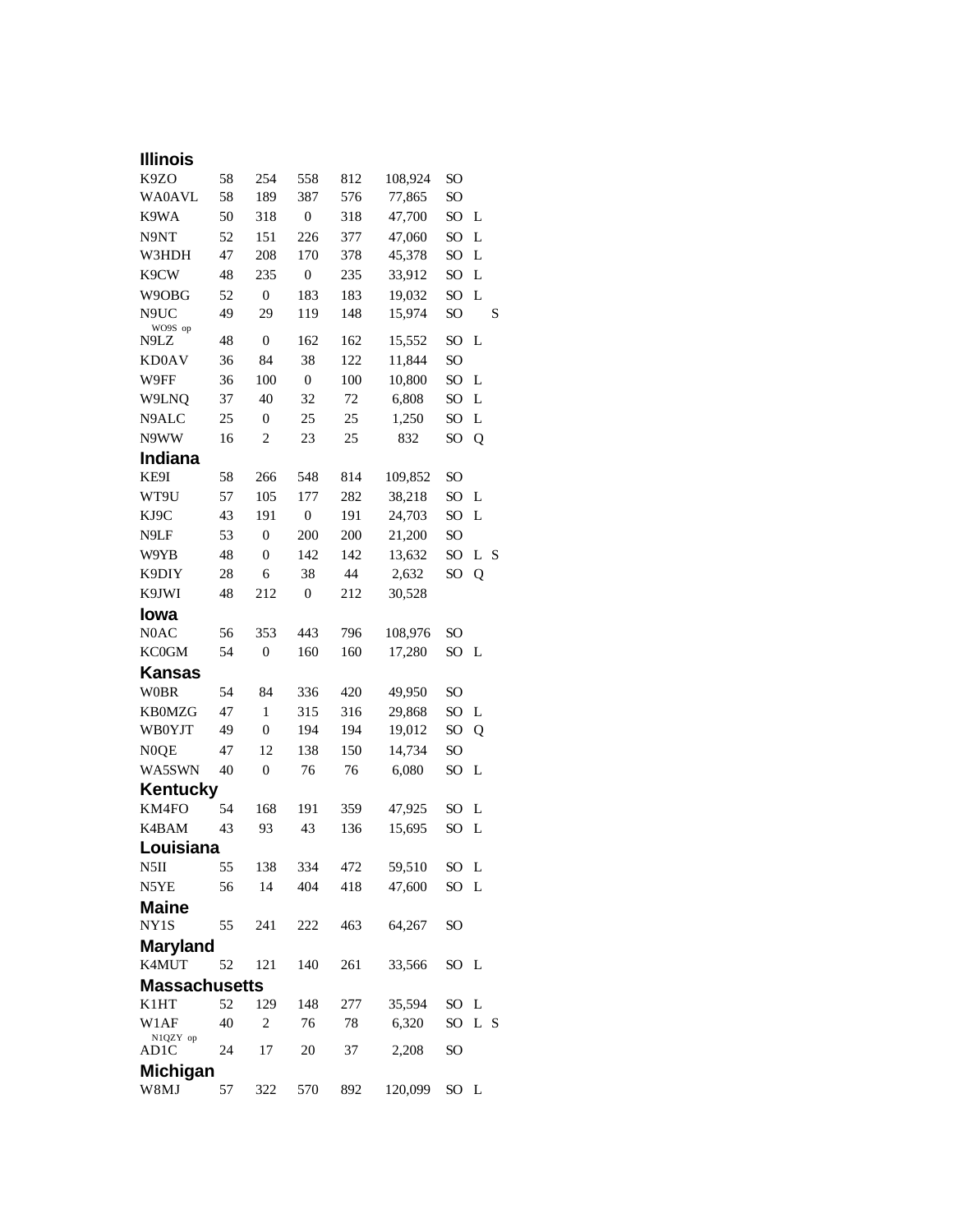## Illinois

| | | | | | | | | |
|---|---|---|---|---|---|---|---|---|
| K9ZO | 58 | 254 | 558 | 812 | 108,924 | SO | | |
| WA0AVL | 58 | 189 | 387 | 576 | 77,865 | SO | | |
| K9WA | 50 | 318 | 0 | 318 | 47,700 | SO | L | |
| N9NT | 52 | 151 | 226 | 377 | 47,060 | SO | L | |
| W3HDH | 47 | 208 | 170 | 378 | 45,378 | SO | L | |
| K9CW | 48 | 235 | 0 | 235 | 33,912 | SO | L | |
| W9OBG | 52 | 0 | 183 | 183 | 19,032 | SO | L | |
| N9UC<br>WO9S op | 49 | 29 | 119 | 148 | 15,974 | SO | | S |
| N9LZ | 48 | 0 | 162 | 162 | 15,552 | SO | L | |
| KD0AV | 36 | 84 | 38 | 122 | 11,844 | SO | | |
| W9FF | 36 | 100 | 0 | 100 | 10,800 | SO | L | |
| W9LNQ | 37 | 40 | 32 | 72 | 6,808 | SO | L | |
| N9ALC | 25 | 0 | 25 | 25 | 1,250 | SO | L | |
| N9WW | 16 | 2 | 23 | 25 | 832 | SO | Q | |

## Indiana

| | | | | | | | | |
|---|---|---|---|---|---|---|---|---|
| KE9I | 58 | 266 | 548 | 814 | 109,852 | SO | | |
| WT9U | 57 | 105 | 177 | 282 | 38,218 | SO | L | |
| KJ9C | 43 | 191 | 0 | 191 | 24,703 | SO | L | |
| N9LF | 53 | 0 | 200 | 200 | 21,200 | SO | | |
| W9YB | 48 | 0 | 142 | 142 | 13,632 | SO | L | S |
| K9DIY | 28 | 6 | 38 | 44 | 2,632 | SO | Q | |
| K9JWI | 48 | 212 | 0 | 212 | 30,528 | | | |

## Iowa

| | | | | | | | | |
|---|---|---|---|---|---|---|---|---|
| N0AC | 56 | 353 | 443 | 796 | 108,976 | SO | | |
| KC0GM | 54 | 0 | 160 | 160 | 17,280 | SO | L | |

## Kansas

| | | | | | | | | |
|---|---|---|---|---|---|---|---|---|
| W0BR | 54 | 84 | 336 | 420 | 49,950 | SO | | |
| KB0MZG | 47 | 1 | 315 | 316 | 29,868 | SO | L | |
| WB0YJT | 49 | 0 | 194 | 194 | 19,012 | SO | Q | |
| N0QE | 47 | 12 | 138 | 150 | 14,734 | SO | | |
| WA5SWN | 40 | 0 | 76 | 76 | 6,080 | SO | L | |

## Kentucky

| | | | | | | | | |
|---|---|---|---|---|---|---|---|---|
| KM4FO | 54 | 168 | 191 | 359 | 47,925 | SO | L | |
| K4BAM | 43 | 93 | 43 | 136 | 15,695 | SO | L | |

## Louisiana

| | | | | | | | | |
|---|---|---|---|---|---|---|---|---|
| N5II | 55 | 138 | 334 | 472 | 59,510 | SO | L | |
| N5YE | 56 | 14 | 404 | 418 | 47,600 | SO | L | |

## Maine

| | | | | | | | | |
|---|---|---|---|---|---|---|---|---|
| NY1S | 55 | 241 | 222 | 463 | 64,267 | SO | | |

## Maryland

| | | | | | | | | |
|---|---|---|---|---|---|---|---|---|
| K4MUT | 52 | 121 | 140 | 261 | 33,566 | SO | L | |

## Massachusetts

| | | | | | | | | |
|---|---|---|---|---|---|---|---|---|
| K1HT | 52 | 129 | 148 | 277 | 35,594 | SO | L | |
| W1AF<br>N1QZY op | 40 | 2 | 76 | 78 | 6,320 | SO | L | S |
| AD1C | 24 | 17 | 20 | 37 | 2,208 | SO | | |

## Michigan

| | | | | | | | | |
|---|---|---|---|---|---|---|---|---|
| W8MJ | 57 | 322 | 570 | 892 | 120,099 | SO | L | |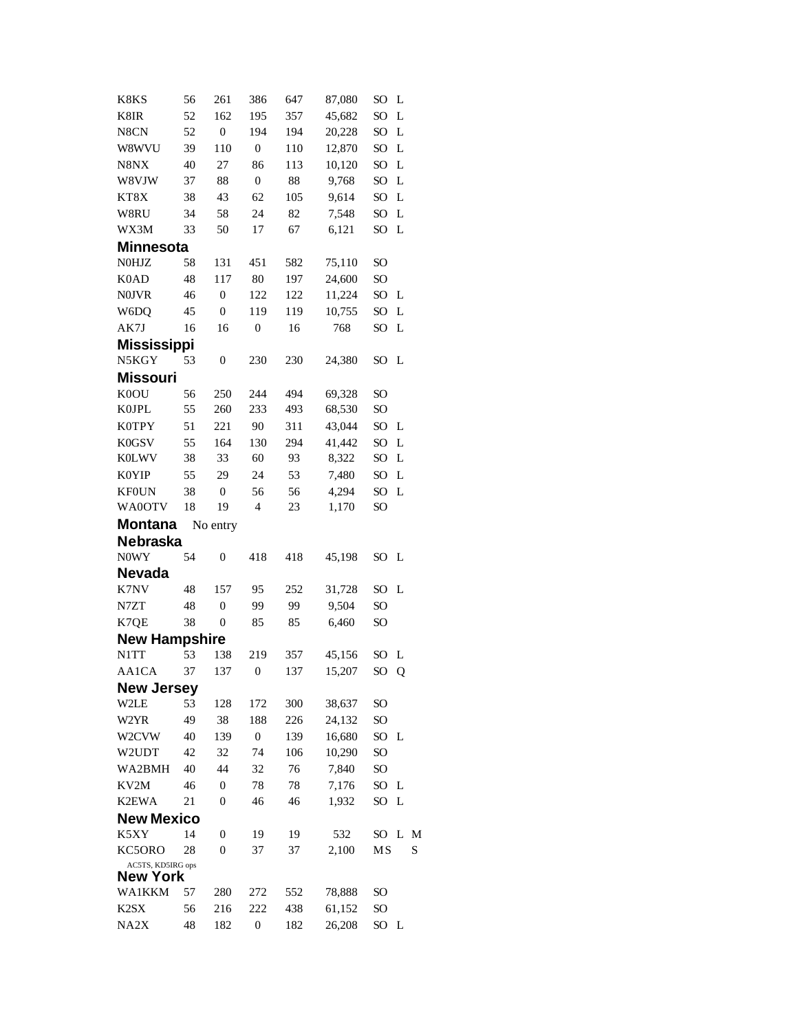| | | | | | | | | |
|---|---|---|---|---|---|---|---|---|
| K8KS | 56 | 261 | 386 | 647 | 87,080 | SO | L | |
| K8IR | 52 | 162 | 195 | 357 | 45,682 | SO | L | |
| N8CN | 52 | 0 | 194 | 194 | 20,228 | SO | L | |
| W8WVU | 39 | 110 | 0 | 110 | 12,870 | SO | L | |
| N8NX | 40 | 27 | 86 | 113 | 10,120 | SO | L | |
| W8VJW | 37 | 88 | 0 | 88 | 9,768 | SO | L | |
| KT8X | 38 | 43 | 62 | 105 | 9,614 | SO | L | |
| W8RU | 34 | 58 | 24 | 82 | 7,548 | SO | L | |
| WX3M | 33 | 50 | 17 | 67 | 6,121 | SO | L | |

## Minnesota

| | | | | | | | |
|---|---|---|---|---|---|---|---|
| N0HJZ | 58 | 131 | 451 | 582 | 75,110 | SO | |
| K0AD | 48 | 117 | 80 | 197 | 24,600 | SO | |
| N0JVR | 46 | 0 | 122 | 122 | 11,224 | SO | L |
| W6DQ | 45 | 0 | 119 | 119 | 10,755 | SO | L |
| AK7J | 16 | 16 | 0 | 16 | 768 | SO | L |

## Mississippi

| | | | | | | | |
|---|---|---|---|---|---|---|---|
| N5KGY | 53 | 0 | 230 | 230 | 24,380 | SO | L |

## Missouri

| | | | | | | | |
|---|---|---|---|---|---|---|---|
| K0OU | 56 | 250 | 244 | 494 | 69,328 | SO | |
| K0JPL | 55 | 260 | 233 | 493 | 68,530 | SO | |
| K0TPY | 51 | 221 | 90 | 311 | 43,044 | SO | L |
| K0GSV | 55 | 164 | 130 | 294 | 41,442 | SO | L |
| K0LWV | 38 | 33 | 60 | 93 | 8,322 | SO | L |
| K0YIP | 55 | 29 | 24 | 53 | 7,480 | SO | L |
| KF0UN | 38 | 0 | 56 | 56 | 4,294 | SO | L |
| WA0OTV | 18 | 19 | 4 | 23 | 1,170 | SO | |

## Montana

No entry

## Nebraska

| | | | | | | | |
|---|---|---|---|---|---|---|---|
| N0WY | 54 | 0 | 418 | 418 | 45,198 | SO | L |

## Nevada

| | | | | | | | |
|---|---|---|---|---|---|---|---|
| K7NV | 48 | 157 | 95 | 252 | 31,728 | SO | L |
| N7ZT | 48 | 0 | 99 | 99 | 9,504 | SO | |
| K7QE | 38 | 0 | 85 | 85 | 6,460 | SO | |

## New Hampshire

| | | | | | | | |
|---|---|---|---|---|---|---|---|
| N1TT | 53 | 138 | 219 | 357 | 45,156 | SO | L |
| AA1CA | 37 | 137 | 0 | 137 | 15,207 | SO | Q |

## New Jersey

| | | | | | | | |
|---|---|---|---|---|---|---|---|
| W2LE | 53 | 128 | 172 | 300 | 38,637 | SO | |
| W2YR | 49 | 38 | 188 | 226 | 24,132 | SO | |
| W2CVW | 40 | 139 | 0 | 139 | 16,680 | SO | L |
| W2UDT | 42 | 32 | 74 | 106 | 10,290 | SO | |
| WA2BMH | 40 | 44 | 32 | 76 | 7,840 | SO | |
| KV2M | 46 | 0 | 78 | 78 | 7,176 | SO | L |
| K2EWA | 21 | 0 | 46 | 46 | 1,932 | SO | L |

## New Mexico

| | | | | | | | | |
|---|---|---|---|---|---|---|---|---|
| K5XY | 14 | 0 | 19 | 19 | 532 | SO | L | M |
| KC5ORO | 28 | 0 | 37 | 37 | 2,100 | MS | | S |

AC5TS, KD5IRG ops

## New York

| | | | | | | | |
|---|---|---|---|---|---|---|---|
| WA1KKM | 57 | 280 | 272 | 552 | 78,888 | SO | |
| K2SX | 56 | 216 | 222 | 438 | 61,152 | SO | |
| NA2X | 48 | 182 | 0 | 182 | 26,208 | SO | L |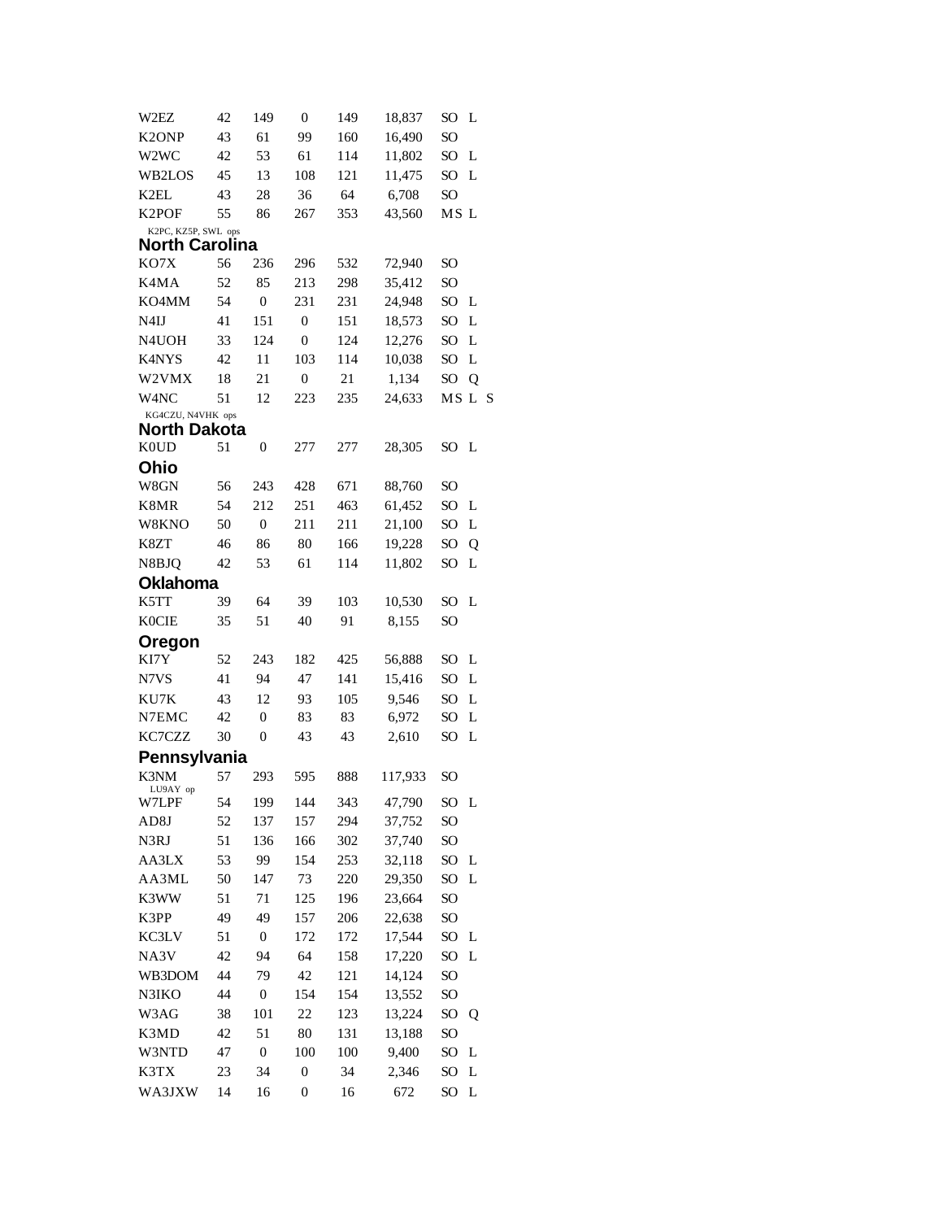| | | | | | | |
|---|---|---|---|---|---|---|
| W2EZ | 42 | 149 | 0 | 149 | 18,837 | SO L |
| K2ONP | 43 | 61 | 99 | 160 | 16,490 | SO |
| W2WC | 42 | 53 | 61 | 114 | 11,802 | SO L |
| WB2LOS | 45 | 13 | 108 | 121 | 11,475 | SO L |
| K2EL | 43 | 28 | 36 | 64 | 6,708 | SO |
| K2POF | 55 | 86 | 267 | 353 | 43,560 | MS L |

K2PC, KZ5P, SWL ops

## North Carolina

| | | | | | | |
|---|---|---|---|---|---|---|
| KO7X | 56 | 236 | 296 | 532 | 72,940 | SO |
| K4MA | 52 | 85 | 213 | 298 | 35,412 | SO |
| KO4MM | 54 | 0 | 231 | 231 | 24,948 | SO L |
| N4IJ | 41 | 151 | 0 | 151 | 18,573 | SO L |
| N4UOH | 33 | 124 | 0 | 124 | 12,276 | SO L |
| K4NYS | 42 | 11 | 103 | 114 | 10,038 | SO L |
| W2VMX | 18 | 21 | 0 | 21 | 1,134 | SO Q |
| W4NC | 51 | 12 | 223 | 235 | 24,633 | MS L S |

KG4CZU, N4VHK ops

## North Dakota

| | | | | | | |
|---|---|---|---|---|---|---|
| K0UD | 51 | 0 | 277 | 277 | 28,305 | SO L |

## Ohio

| | | | | | | |
|---|---|---|---|---|---|---|
| W8GN | 56 | 243 | 428 | 671 | 88,760 | SO |
| K8MR | 54 | 212 | 251 | 463 | 61,452 | SO L |
| W8KNO | 50 | 0 | 211 | 211 | 21,100 | SO L |
| K8ZT | 46 | 86 | 80 | 166 | 19,228 | SO Q |
| N8BJQ | 42 | 53 | 61 | 114 | 11,802 | SO L |

## Oklahoma

| | | | | | | |
|---|---|---|---|---|---|---|
| K5TT | 39 | 64 | 39 | 103 | 10,530 | SO L |
| K0CIE | 35 | 51 | 40 | 91 | 8,155 | SO |

## Oregon

| | | | | | | |
|---|---|---|---|---|---|---|
| KI7Y | 52 | 243 | 182 | 425 | 56,888 | SO L |
| N7VS | 41 | 94 | 47 | 141 | 15,416 | SO L |
| KU7K | 43 | 12 | 93 | 105 | 9,546 | SO L |
| N7EMC | 42 | 0 | 83 | 83 | 6,972 | SO L |
| KC7CZZ | 30 | 0 | 43 | 43 | 2,610 | SO L |

## Pennsylvania

| | | | | | | |
|---|---|---|---|---|---|---|
| K3NM (LU9AY op) | 57 | 293 | 595 | 888 | 117,933 | SO |
| W7LPF | 54 | 199 | 144 | 343 | 47,790 | SO L |
| AD8J | 52 | 137 | 157 | 294 | 37,752 | SO |
| N3RJ | 51 | 136 | 166 | 302 | 37,740 | SO |
| AA3LX | 53 | 99 | 154 | 253 | 32,118 | SO L |
| AA3ML | 50 | 147 | 73 | 220 | 29,350 | SO L |
| K3WW | 51 | 71 | 125 | 196 | 23,664 | SO |
| K3PP | 49 | 49 | 157 | 206 | 22,638 | SO |
| KC3LV | 51 | 0 | 172 | 172 | 17,544 | SO L |
| NA3V | 42 | 94 | 64 | 158 | 17,220 | SO L |
| WB3DOM | 44 | 79 | 42 | 121 | 14,124 | SO |
| N3IKO | 44 | 0 | 154 | 154 | 13,552 | SO |
| W3AG | 38 | 101 | 22 | 123 | 13,224 | SO Q |
| K3MD | 42 | 51 | 80 | 131 | 13,188 | SO |
| W3NTD | 47 | 0 | 100 | 100 | 9,400 | SO L |
| K3TX | 23 | 34 | 0 | 34 | 2,346 | SO L |
| WA3JXW | 14 | 16 | 0 | 16 | 672 | SO L |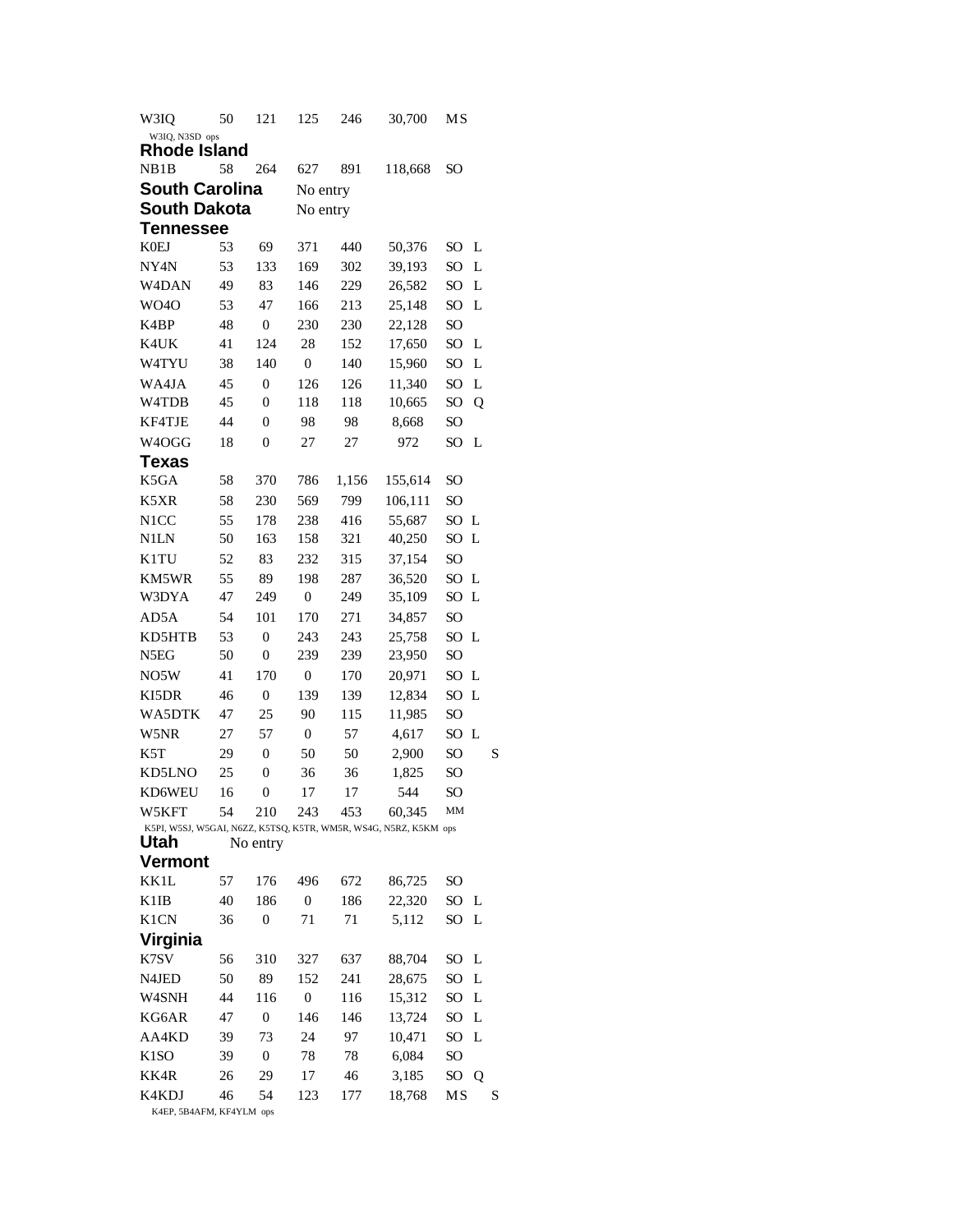| | | | | | | | | |
|---|---|---|---|---|---|---|---|---|
| W3IQ | 50 | 121 | 125 | 246 | 30,700 | MS | | |

W3IQ, N3SD ops

## Rhode Island

| | | | | | | | | |
|---|---|---|---|---|---|---|---|---|
| NB1B | 58 | 264 | 627 | 891 | 118,668 | SO | | |

## South Carolina

No entry

## South Dakota

No entry

## Tennessee

| | | | | | | | | |
|---|---|---|---|---|---|---|---|---|
| K0EJ | 53 | 69 | 371 | 440 | 50,376 | SO | L | |
| NY4N | 53 | 133 | 169 | 302 | 39,193 | SO | L | |
| W4DAN | 49 | 83 | 146 | 229 | 26,582 | SO | L | |
| WO4O | 53 | 47 | 166 | 213 | 25,148 | SO | L | |
| K4BP | 48 | 0 | 230 | 230 | 22,128 | SO | | |
| K4UK | 41 | 124 | 28 | 152 | 17,650 | SO | L | |
| W4TYU | 38 | 140 | 0 | 140 | 15,960 | SO | L | |
| WA4JA | 45 | 0 | 126 | 126 | 11,340 | SO | L | |
| W4TDB | 45 | 0 | 118 | 118 | 10,665 | SO | Q | |
| KF4TJE | 44 | 0 | 98 | 98 | 8,668 | SO | | |
| W4OGG | 18 | 0 | 27 | 27 | 972 | SO | L | |

## Texas

| | | | | | | | | |
|---|---|---|---|---|---|---|---|---|
| K5GA | 58 | 370 | 786 | 1,156 | 155,614 | SO | | |
| K5XR | 58 | 230 | 569 | 799 | 106,111 | SO | | |
| N1CC | 55 | 178 | 238 | 416 | 55,687 | SO | L | |
| N1LN | 50 | 163 | 158 | 321 | 40,250 | SO | L | |
| K1TU | 52 | 83 | 232 | 315 | 37,154 | SO | | |
| KM5WR | 55 | 89 | 198 | 287 | 36,520 | SO | L | |
| W3DYA | 47 | 249 | 0 | 249 | 35,109 | SO | L | |
| AD5A | 54 | 101 | 170 | 271 | 34,857 | SO | | |
| KD5HTB | 53 | 0 | 243 | 243 | 25,758 | SO | L | |
| N5EG | 50 | 0 | 239 | 239 | 23,950 | SO | | |
| NO5W | 41 | 170 | 0 | 170 | 20,971 | SO | L | |
| KI5DR | 46 | 0 | 139 | 139 | 12,834 | SO | L | |
| WA5DTK | 47 | 25 | 90 | 115 | 11,985 | SO | | |
| W5NR | 27 | 57 | 0 | 57 | 4,617 | SO | L | |
| K5T | 29 | 0 | 50 | 50 | 2,900 | SO | | S |
| KD5LNO | 25 | 0 | 36 | 36 | 1,825 | SO | | |
| KD6WEU | 16 | 0 | 17 | 17 | 544 | SO | | |
| W5KFT | 54 | 210 | 243 | 453 | 60,345 | MM | | |

K5PI, W5SJ, W5GAI, N6ZZ, K5TSQ, K5TR, WM5R, WS4G, N5RZ, K5KM ops

## Utah

No entry

## Vermont

| | | | | | | | | |
|---|---|---|---|---|---|---|---|---|
| KK1L | 57 | 176 | 496 | 672 | 86,725 | SO | | |
| K1IB | 40 | 186 | 0 | 186 | 22,320 | SO | L | |
| K1CN | 36 | 0 | 71 | 71 | 5,112 | SO | L | |

## Virginia

| | | | | | | | | |
|---|---|---|---|---|---|---|---|---|
| K7SV | 56 | 310 | 327 | 637 | 88,704 | SO | L | |
| N4JED | 50 | 89 | 152 | 241 | 28,675 | SO | L | |
| W4SNH | 44 | 116 | 0 | 116 | 15,312 | SO | L | |
| KG6AR | 47 | 0 | 146 | 146 | 13,724 | SO | L | |
| AA4KD | 39 | 73 | 24 | 97 | 10,471 | SO | L | |
| K1SO | 39 | 0 | 78 | 78 | 6,084 | SO | | |
| KK4R | 26 | 29 | 17 | 46 | 3,185 | SO | Q | |
| K4KDJ | 46 | 54 | 123 | 177 | 18,768 | MS | | S |

K4EP, 5B4AFM, KF4YLM ops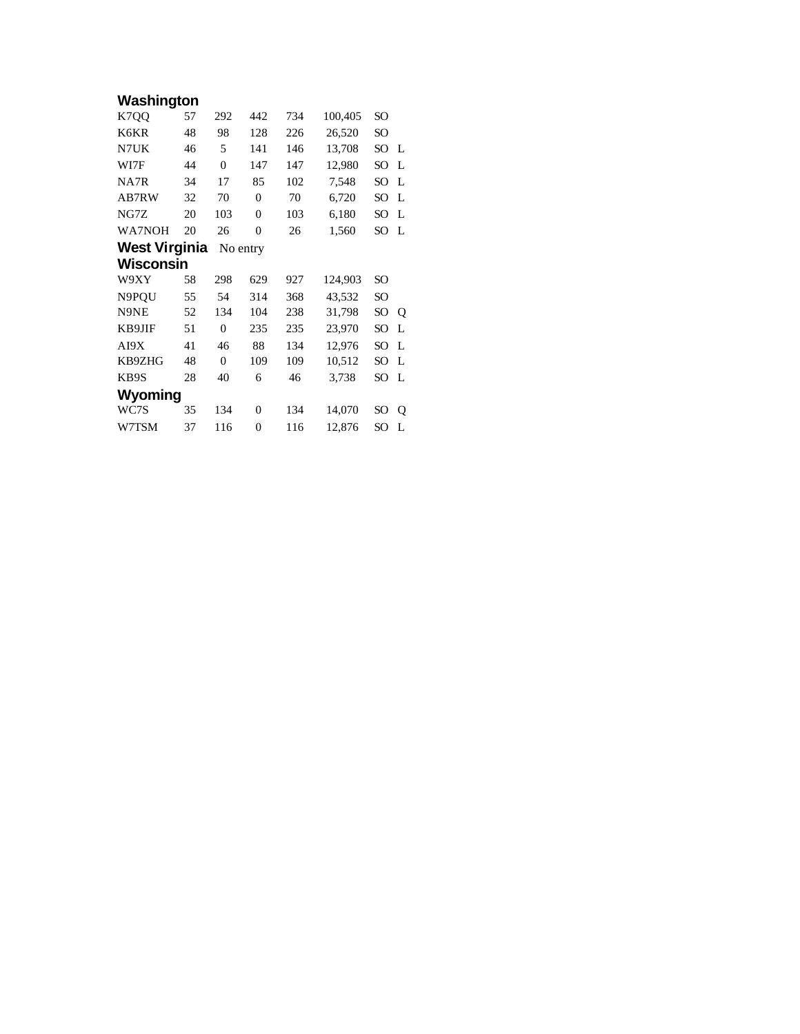### Washington

| | | | | | | | |
|---|---|---|---|---|---|---|---|
| K7QQ | 57 | 292 | 442 | 734 | 100,405 | SO | |
| K6KR | 48 | 98 | 128 | 226 | 26,520 | SO | |
| N7UK | 46 | 5 | 141 | 146 | 13,708 | SO | L |
| WI7F | 44 | 0 | 147 | 147 | 12,980 | SO | L |
| NA7R | 34 | 17 | 85 | 102 | 7,548 | SO | L |
| AB7RW | 32 | 70 | 0 | 70 | 6,720 | SO | L |
| NG7Z | 20 | 103 | 0 | 103 | 6,180 | SO | L |
| WA7NOH | 20 | 26 | 0 | 26 | 1,560 | SO | L |

### West Virginia

No entry

### Wisconsin

| | | | | | | | |
|---|---|---|---|---|---|---|---|
| W9XY | 58 | 298 | 629 | 927 | 124,903 | SO | |
| N9PQU | 55 | 54 | 314 | 368 | 43,532 | SO | |
| N9NE | 52 | 134 | 104 | 238 | 31,798 | SO | Q |
| KB9JIF | 51 | 0 | 235 | 235 | 23,970 | SO | L |
| AI9X | 41 | 46 | 88 | 134 | 12,976 | SO | L |
| KB9ZHG | 48 | 0 | 109 | 109 | 10,512 | SO | L |
| KB9S | 28 | 40 | 6 | 46 | 3,738 | SO | L |

### Wyoming

| | | | | | | | |
|---|---|---|---|---|---|---|---|
| WC7S | 35 | 134 | 0 | 134 | 14,070 | SO | Q |
| W7TSM | 37 | 116 | 0 | 116 | 12,876 | SO | L |